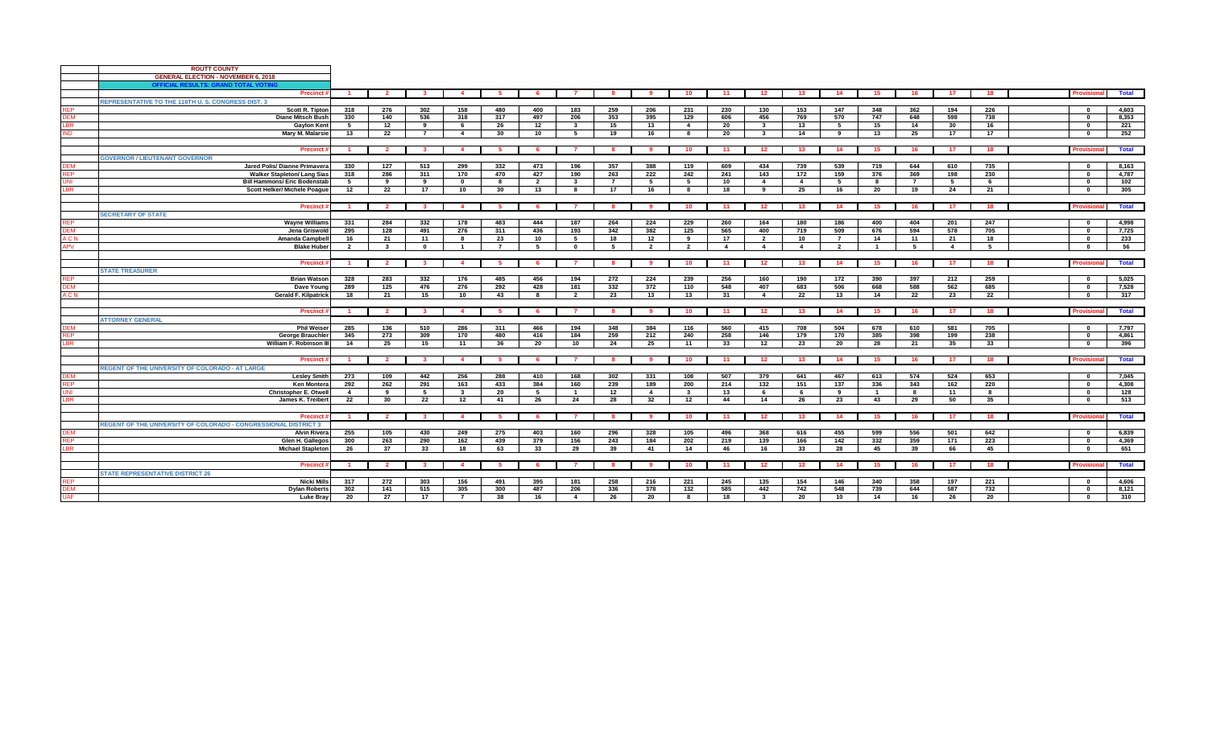# ROUTT COUNTY

## GENERAL ELECTION - NOVEMBER 6, 2018

### OFFICIAL RESULTS: GRAND TOTAL VOTING

| | Precinct # | 1 | 2 | 3 | 4 | 5 | 6 | 7 | 8 | 9 | 10 | 11 | 12 | 13 | 14 | 15 | 16 | 17 | 18 | Provisional | Total |
|---|---|---|---|---|---|---|---|---|---|---|---|---|---|---|---|---|---|---|---|---|---|
| | **REPRESENTATIVE TO THE 116TH U. S. CONGRESS DIST. 3** | | | | | | | | | | | | | | | | | | | | |
| REP | Scott R. Tipton | 318 | 276 | 302 | 158 | 480 | 400 | 183 | 259 | 206 | 231 | 230 | 130 | 153 | 147 | 348 | 362 | 194 | 226 | 0 | 4,603 |
| DEM | Diane Mitsch Bush | 330 | 140 | 536 | 318 | 317 | 497 | 206 | 353 | 395 | 129 | 606 | 456 | 769 | 570 | 747 | 648 | 598 | 738 | 0 | 8,353 |
| LBR | Gaylon Kent | 5 | 12 | 9 | 6 | 26 | 12 | 3 | 15 | 13 | 4 | 20 | 3 | 13 | 5 | 15 | 14 | 30 | 16 | 0 | 221 |
| IND | Mary M. Malarsie | 13 | 22 | 7 | 4 | 30 | 10 | 5 | 19 | 16 | 8 | 20 | 3 | 14 | 9 | 13 | 25 | 17 | 17 | 0 | 252 |
| | Precinct # | 1 | 2 | 3 | 4 | 5 | 6 | 7 | 8 | 9 | 10 | 11 | 12 | 13 | 14 | 15 | 16 | 17 | 18 | Provisional | Total |
| | **GOVERNOR / LIEUTENANT GOVERNOR** | | | | | | | | | | | | | | | | | | | | |
| DEM | Jared Polis/ Dianne Primavera | 330 | 127 | 513 | 299 | 332 | 473 | 196 | 357 | 388 | 119 | 609 | 434 | 739 | 539 | 719 | 644 | 610 | 735 | 0 | 8,163 |
| REP | Walker Stapleton/ Lang Sias | 318 | 286 | 311 | 170 | 470 | 427 | 190 | 263 | 222 | 242 | 241 | 143 | 172 | 159 | 376 | 369 | 198 | 230 | 0 | 4,787 |
| UNI | Bill Hammons/ Eric Bodenstab | 5 | 9 | 9 | 0 | 8 | 2 | 3 | 7 | 5 | 5 | 10 | 4 | 4 | 5 | 8 | 7 | 5 | 6 | 0 | 102 |
| LBR | Scott Helker/ Michele Poague | 12 | 22 | 17 | 10 | 30 | 13 | 8 | 17 | 16 | 8 | 18 | 9 | 25 | 16 | 20 | 19 | 24 | 21 | 0 | 305 |
| | Precinct # | 1 | 2 | 3 | 4 | 5 | 6 | 7 | 8 | 9 | 10 | 11 | 12 | 13 | 14 | 15 | 16 | 17 | 18 | Provisional | Total |
| | **SECRETARY OF STATE** | | | | | | | | | | | | | | | | | | | | |
| REP | Wayne Williams | 331 | 284 | 332 | 178 | 483 | 444 | 187 | 264 | 224 | 229 | 260 | 164 | 180 | 186 | 400 | 404 | 201 | 247 | 0 | 4,998 |
| DEM | Jena Griswold | 295 | 128 | 491 | 276 | 311 | 436 | 193 | 342 | 382 | 125 | 565 | 400 | 719 | 509 | 676 | 594 | 578 | 705 | 0 | 7,725 |
| A C N | Amanda Campbell | 16 | 21 | 11 | 8 | 23 | 10 | 5 | 18 | 12 | 9 | 17 | 2 | 10 | 7 | 14 | 11 | 21 | 18 | 0 | 233 |
| APV | Blake Huber | 2 | 3 | 0 | 1 | 7 | 5 | 0 | 5 | 2 | 2 | 4 | 4 | 4 | 2 | 1 | 5 | 4 | 5 | 0 | 56 |
| | Precinct # | 1 | 2 | 3 | 4 | 5 | 6 | 7 | 8 | 9 | 10 | 11 | 12 | 13 | 14 | 15 | 16 | 17 | 18 | Provisional | Total |
| | **STATE TREASURER** | | | | | | | | | | | | | | | | | | | | |
| REP | Brian Watson | 328 | 283 | 332 | 176 | 485 | 456 | 194 | 272 | 224 | 239 | 256 | 160 | 190 | 172 | 390 | 397 | 212 | 259 | 0 | 5,025 |
| DEM | Dave Young | 289 | 125 | 476 | 276 | 292 | 428 | 181 | 332 | 372 | 110 | 548 | 407 | 683 | 506 | 668 | 588 | 562 | 685 | 0 | 7,528 |
| A C N | Gerald F. Kilpatrick | 18 | 21 | 15 | 10 | 43 | 8 | 2 | 23 | 13 | 13 | 31 | 4 | 22 | 13 | 14 | 22 | 23 | 22 | 0 | 317 |
| | Precinct # | 1 | 2 | 3 | 4 | 5 | 6 | 7 | 8 | 9 | 10 | 11 | 12 | 13 | 14 | 15 | 16 | 17 | 18 | Provisional | Total |
| | **ATTORNEY GENERAL** | | | | | | | | | | | | | | | | | | | | |
| DEM | Phil Weiser | 285 | 136 | 510 | 286 | 311 | 466 | 194 | 348 | 384 | 116 | 560 | 415 | 708 | 504 | 678 | 610 | 581 | 705 | 0 | 7,797 |
| REP | George Brauchler | 345 | 273 | 309 | 170 | 480 | 416 | 184 | 259 | 212 | 240 | 258 | 146 | 179 | 170 | 385 | 398 | 199 | 238 | 0 | 4,861 |
| LBR | William F. Robinson III | 14 | 25 | 15 | 11 | 36 | 20 | 10 | 24 | 25 | 11 | 33 | 12 | 23 | 20 | 28 | 21 | 35 | 33 | 0 | 396 |
| | Precinct # | 1 | 2 | 3 | 4 | 5 | 6 | 7 | 8 | 9 | 10 | 11 | 12 | 13 | 14 | 15 | 16 | 17 | 18 | Provisional | Total |
| | **REGENT OF THE UNIVERSITY OF COLORADO - AT LARGE** | | | | | | | | | | | | | | | | | | | | |
| DEM | Lesley Smith | 273 | 109 | 442 | 256 | 288 | 410 | 168 | 302 | 331 | 108 | 507 | 379 | 641 | 467 | 613 | 574 | 524 | 653 | 0 | 7,045 |
| REP | Ken Montera | 292 | 262 | 291 | 163 | 433 | 384 | 160 | 239 | 189 | 200 | 214 | 132 | 151 | 137 | 336 | 343 | 162 | 220 | 0 | 4,308 |
| UNI | Christopher E. Otwell | 4 | 9 | 5 | 3 | 20 | 5 | 1 | 12 | 4 | 3 | 13 | 6 | 6 | 9 | 1 | 8 | 11 | 8 | 0 | 128 |
| LBR | James K. Treibert | 22 | 30 | 22 | 12 | 41 | 26 | 24 | 28 | 32 | 12 | 44 | 14 | 26 | 23 | 43 | 29 | 50 | 35 | 0 | 513 |
| | Precinct # | 1 | 2 | 3 | 4 | 5 | 6 | 7 | 8 | 9 | 10 | 11 | 12 | 13 | 14 | 15 | 16 | 17 | 18 | Provisional | Total |
| | **REGENT OF THE UNIVERSITY OF COLORADO - CONGRESSIONAL DISTRICT 3** | | | | | | | | | | | | | | | | | | | | |
| DEM | Alvin Rivera | 255 | 105 | 430 | 249 | 275 | 403 | 160 | 296 | 328 | 105 | 496 | 368 | 616 | 455 | 599 | 556 | 501 | 642 | 0 | 6,839 |
| REP | Glen H. Gallegos | 300 | 263 | 290 | 162 | 439 | 379 | 156 | 243 | 184 | 202 | 219 | 139 | 166 | 142 | 332 | 359 | 171 | 223 | 0 | 4,369 |
| LBR | Michael Stapleton | 26 | 37 | 33 | 18 | 63 | 33 | 29 | 39 | 41 | 14 | 46 | 16 | 33 | 28 | 45 | 39 | 66 | 45 | 0 | 651 |
| | Precinct # | 1 | 2 | 3 | 4 | 5 | 6 | 7 | 8 | 9 | 10 | 11 | 12 | 13 | 14 | 15 | 16 | 17 | 18 | Provisional | Total |
| | **STATE REPRESENTATIVE DISTRICT 26** | | | | | | | | | | | | | | | | | | | | |
| REP | Nicki Mills | 317 | 272 | 303 | 156 | 491 | 395 | 181 | 258 | 216 | 221 | 245 | 135 | 154 | 146 | 340 | 358 | 197 | 221 | 0 | 4,606 |
| DEM | Dylan Roberts | 302 | 141 | 515 | 305 | 300 | 487 | 206 | 336 | 378 | 132 | 585 | 442 | 742 | 548 | 739 | 644 | 587 | 732 | 0 | 8,121 |
| UAF | Luke Bray | 20 | 27 | 17 | 7 | 38 | 16 | 4 | 26 | 20 | 8 | 18 | 3 | 20 | 10 | 14 | 16 | 26 | 20 | 0 | 310 |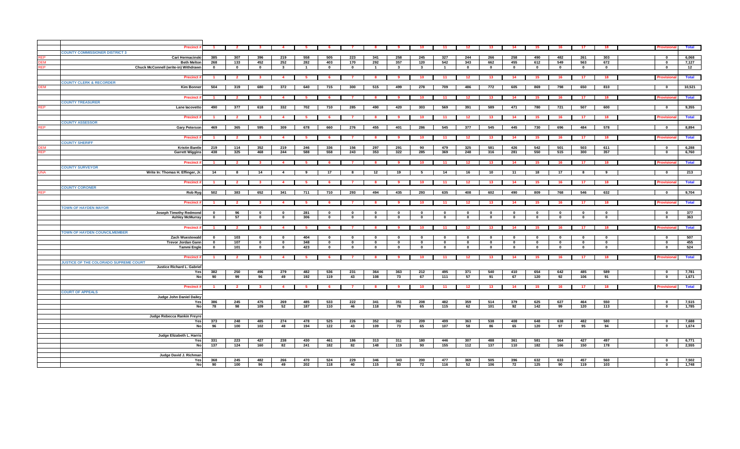| | Precinct # | 1 | 2 | 3 | 4 | 5 | 6 | 7 | 8 | 9 | 10 | 11 | 12 | 13 | 14 | 15 | 16 | 17 | 18 | Provisional | Total |
|---|---|---|---|---|---|---|---|---|---|---|---|---|---|---|---|---|---|---|---|---|---|
| | **COUNTY COMMISSIONER DISTRICT 3** | | | | | | | | | | | | | | | | | | | | |
| REP | Cari Hermacinski | 385 | 307 | 396 | 219 | 558 | 505 | 223 | 341 | 258 | 245 | 327 | 244 | 266 | 258 | 490 | 482 | 261 | 303 | 0 | 6,068 |
| DEM | Beth Melton | 268 | 133 | 452 | 252 | 282 | 403 | 170 | 292 | 357 | 120 | 542 | 343 | 662 | 455 | 612 | 549 | 563 | 672 | 0 | 7,127 |
| REP | Chuck McConnell (write-in) Withdrawn | 0 | 0 | 0 | 3 | 1 | 0 | 0 | 1 | 3 | 3 | 1 | 0 | 0 | 0 | 0 | 0 | 0 | 0 | 0 | 12 |
| | Precinct # | 1 | 2 | 3 | 4 | 5 | 6 | 7 | 8 | 9 | 10 | 11 | 12 | 13 | 14 | 15 | 16 | 17 | 18 | Provisional | Total |
| | **COUNTY CLERK & RECORDER** | | | | | | | | | | | | | | | | | | | | |
| DEM | Kim Bonner | 504 | 319 | 680 | 372 | 640 | 715 | 300 | 515 | 499 | 278 | 709 | 486 | 772 | 605 | 869 | 798 | 650 | 810 | 0 | 10,521 |
| | Precinct # | 1 | 2 | 3 | 4 | 5 | 6 | 7 | 8 | 9 | 10 | 11 | 12 | 13 | 14 | 15 | 16 | 17 | 18 | Provisional | Total |
| | **COUNTY TREASURER** | | | | | | | | | | | | | | | | | | | | |
| REP | Lane Iacovetto | 490 | 377 | 618 | 332 | 702 | 710 | 285 | 490 | 420 | 303 | 569 | 391 | 589 | 471 | 780 | 721 | 507 | 600 | 0 | 9,355 |
| | Precinct # | 1 | 2 | 3 | 4 | 5 | 6 | 7 | 8 | 9 | 10 | 11 | 12 | 13 | 14 | 15 | 16 | 17 | 18 | Provisional | Total |
| | **COUNTY ASSESSOR** | | | | | | | | | | | | | | | | | | | | |
| REP | Gary Peterson | 469 | 365 | 595 | 309 | 678 | 660 | 276 | 455 | 401 | 286 | 545 | 377 | 545 | 445 | 730 | 696 | 484 | 578 | 0 | 8,894 |
| | Precinct # | 1 | 2 | 3 | 4 | 5 | 6 | 7 | 8 | 9 | 10 | 11 | 12 | 13 | 14 | 15 | 16 | 17 | 18 | Provisional | Total |
| | **COUNTY SHERIFF** | | | | | | | | | | | | | | | | | | | | |
| DEM | Kristin Bantle | 219 | 114 | 352 | 219 | 246 | 336 | 156 | 297 | 291 | 90 | 479 | 325 | 581 | 426 | 542 | 501 | 503 | 611 | 0 | 6,288 |
| REP | Garrett Wiggins | 438 | 325 | 468 | 244 | 588 | 558 | 243 | 353 | 322 | 285 | 369 | 248 | 316 | 281 | 550 | 515 | 300 | 357 | 0 | 6,760 |
| | Precinct # | 1 | 2 | 3 | 4 | 5 | 6 | 7 | 8 | 9 | 10 | 11 | 12 | 13 | 14 | 15 | 16 | 17 | 18 | Provisional | Total |
| | **COUNTY SURVEYOR** | | | | | | | | | | | | | | | | | | | | |
| UNA | Write In: Thomas H. Effinger, Jr. | 14 | 8 | 14 | 4 | 9 | 17 | 8 | 12 | 19 | 5 | 14 | 16 | 10 | 11 | 18 | 17 | 8 | 9 | 0 | 213 |
| | Precinct # | 1 | 2 | 3 | 4 | 5 | 6 | 7 | 8 | 9 | 10 | 11 | 12 | 13 | 14 | 15 | 16 | 17 | 18 | Provisional | Total |
| | **COUNTY CORONER** | | | | | | | | | | | | | | | | | | | | |
| REP | Rob Ryg | 502 | 383 | 652 | 341 | 711 | 710 | 293 | 494 | 435 | 293 | 635 | 408 | 602 | 490 | 809 | 768 | 546 | 632 | 0 | 9,704 |
| | Precinct # | 1 | 2 | 3 | 4 | 5 | 6 | 7 | 8 | 9 | 10 | 11 | 12 | 13 | 14 | 15 | 16 | 17 | 18 | Provisional | Total |
| | **TOWN OF HAYDEN MAYOR** | | | | | | | | | | | | | | | | | | | | |
| | Joseph Timothy Redmond | 0 | 96 | 0 | 0 | 281 | 0 | 0 | 0 | 0 | 0 | 0 | 0 | 0 | 0 | 0 | 0 | 0 | 0 | 0 | 377 |
| | Ashley McMurray | 0 | 57 | 0 | 0 | 306 | 0 | 0 | 0 | 0 | 0 | 0 | 0 | 0 | 0 | 0 | 0 | 0 | 0 | 0 | 363 |
| | Precinct # | 1 | 2 | 3 | 4 | 5 | 6 | 7 | 8 | 9 | 10 | 11 | 12 | 13 | 14 | 15 | 16 | 17 | 18 | Provisional | Total |
| | **TOWN OF HAYDEN COUNCILMEMBER** | | | | | | | | | | | | | | | | | | | | |
| | Zach Wuestewald | 0 | 103 | 0 | 0 | 404 | 0 | 0 | 0 | 0 | 0 | 0 | 0 | 0 | 0 | 0 | 0 | 0 | 0 | 0 | 507 |
| | Trevor Jordan Gann | 0 | 107 | 0 | 0 | 348 | 0 | 0 | 0 | 0 | 0 | 0 | 0 | 0 | 0 | 0 | 0 | 0 | 0 | 0 | 455 |
| | Tammi Engle | 0 | 101 | 0 | 0 | 423 | 0 | 0 | 0 | 0 | 0 | 0 | 0 | 0 | 0 | 0 | 0 | 0 | 0 | 0 | 524 |
| | Precinct # | 1 | 2 | 3 | 4 | 5 | 6 | 7 | 8 | 9 | 10 | 11 | 12 | 13 | 14 | 15 | 16 | 17 | 18 | Provisional | Total |
| | **JUSTICE OF THE COLORADO SUPREME COURT** | | | | | | | | | | | | | | | | | | | | |
| | Justice Richard L. Gabriel | | | | | | | | | | | | | | | | | | | | |
| | Yes | 382 | 250 | 496 | 279 | 482 | 536 | 231 | 364 | 363 | 212 | 495 | 371 | 540 | 410 | 654 | 642 | 485 | 589 | 0 | 7,781 |
| | No | 90 | 99 | 96 | 49 | 192 | 119 | 43 | 108 | 73 | 67 | 111 | 57 | 91 | 67 | 120 | 92 | 106 | 91 | 0 | 1,671 |
| | Precinct # | 1 | 2 | 3 | 4 | 5 | 6 | 7 | 8 | 9 | 10 | 11 | 12 | 13 | 14 | 15 | 16 | 17 | 18 | Provisional | Total |
| | **COURT OF APPEALS** | | | | | | | | | | | | | | | | | | | | |
| | Judge John Daniel Dailey | | | | | | | | | | | | | | | | | | | | |
| | Yes | 386 | 245 | 475 | 269 | 485 | 533 | 222 | 341 | 351 | 208 | 482 | 359 | 514 | 379 | 625 | 627 | 464 | 550 | 0 | 7,515 |
| | No | 78 | 98 | 109 | 52 | 187 | 110 | 46 | 118 | 78 | 65 | 115 | 62 | 101 | 92 | 142 | 99 | 120 | 113 | 0 | 1,785 |
| | Judge Rebecca Rankin Freyre | | | | | | | | | | | | | | | | | | | | |
| | Yes | 373 | 248 | 485 | 274 | 478 | 525 | 226 | 352 | 362 | 209 | 499 | 363 | 538 | 408 | 648 | 638 | 482 | 580 | 0 | 7,688 |
| | No | 96 | 100 | 102 | 48 | 194 | 122 | 43 | 109 | 73 | 65 | 107 | 58 | 86 | 65 | 120 | 97 | 95 | 94 | 0 | 1,674 |
| | Judge Elizabeth L. Harris | | | | | | | | | | | | | | | | | | | | |
| | Yes | 331 | 223 | 427 | 238 | 430 | 461 | 186 | 313 | 311 | 180 | 446 | 307 | 488 | 361 | 581 | 564 | 427 | 497 | 0 | 6,771 |
| | No | 137 | 124 | 160 | 82 | 241 | 182 | 82 | 148 | 119 | 90 | 155 | 112 | 137 | 110 | 182 | 166 | 150 | 178 | 0 | 2,555 |
| | Judge David J. Richman | | | | | | | | | | | | | | | | | | | | |
| | Yes | 368 | 245 | 482 | 266 | 470 | 524 | 229 | 346 | 343 | 200 | 477 | 369 | 505 | 396 | 632 | 633 | 457 | 560 | 0 | 7,502 |
| | No | 90 | 100 | 96 | 49 | 202 | 118 | 40 | 115 | 83 | 72 | 116 | 52 | 106 | 72 | 125 | 90 | 119 | 103 | 0 | 1,748 |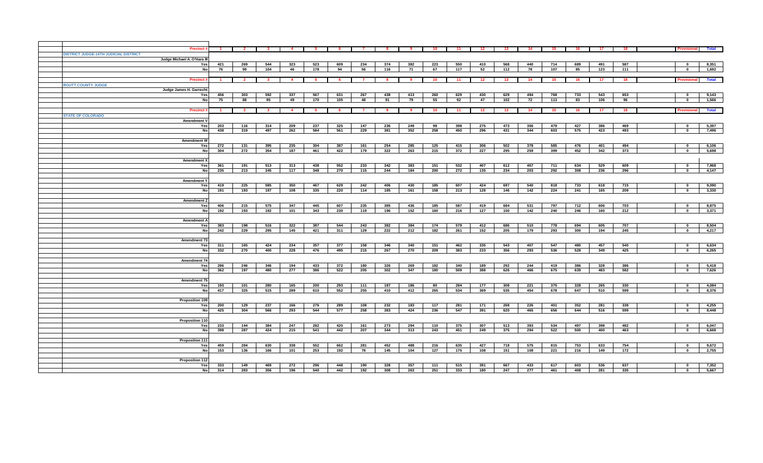| Precinct # | 1 | 2 | 3 | 4 | 5 | 6 | 7 | 8 | 9 | 10 | 11 | 12 | 13 | 14 | 15 | 16 | 17 | 18 | Provisional | Total |
|---|---|---|---|---|---|---|---|---|---|---|---|---|---|---|---|---|---|---|---|---|
| **DISTRICT JUDGE-14TH JUDICIAL DISTRICT** | | | | | | | | | | | | | | | | | | | | |
| Judge Michael A. O'Hara III | | | | | | | | | | | | | | | | | | | | |
| Yes | 421 | 269 | 544 | 323 | 523 | 609 | 234 | 374 | 382 | 223 | 550 | 410 | 568 | 440 | 714 | 689 | 491 | 587 | 0 | 8,351 |
| No | 76 | 99 | 104 | 46 | 178 | 94 | 56 | 116 | 71 | 67 | 117 | 52 | 112 | 78 | 107 | 85 | 123 | 111 | 0 | 1,692 |

| Precinct # | 1 | 2 | 3 | 4 | 5 | 6 | 7 | 8 | 9 | 10 | 11 | 12 | 13 | 14 | 15 | 16 | 17 | 18 | Provisional | Total |
|---|---|---|---|---|---|---|---|---|---|---|---|---|---|---|---|---|---|---|---|---|
| **ROUTT COUNTY JUDGE** | | | | | | | | | | | | | | | | | | | | |
| Judge James H. Garrecht | | | | | | | | | | | | | | | | | | | | |
| Yes | 456 | 303 | 592 | 337 | 567 | 631 | 267 | 438 | 413 | 260 | 629 | 430 | 629 | 494 | 768 | 733 | 543 | 653 | 0 | 9,143 |
| No | 75 | 88 | 95 | 49 | 170 | 105 | 48 | 91 | 79 | 55 | 92 | 47 | 102 | 72 | 113 | 83 | 106 | 96 | 0 | 1,566 |

| Precinct # | 1 | 2 | 3 | 4 | 5 | 6 | 7 | 8 | 9 | 10 | 11 | 12 | 13 | 14 | 15 | 16 | 17 | 18 | Provisional | Total |
|---|---|---|---|---|---|---|---|---|---|---|---|---|---|---|---|---|---|---|---|---|
| **STATE OF COLORADO** | | | | | | | | | | | | | | | | | | | | |
| Amendment V | | | | | | | | | | | | | | | | | | | | |
| Yes | 203 | 116 | 314 | 209 | 237 | 325 | 147 | 236 | 249 | 98 | 398 | 275 | 473 | 356 | 479 | 427 | 386 | 469 | 0 | 5,397 |
| No | 438 | 319 | 497 | 262 | 584 | 561 | 229 | 381 | 352 | 258 | 450 | 296 | 431 | 344 | 603 | 575 | 423 | 493 | 0 | 7,496 |
| Amendment W | | | | | | | | | | | | | | | | | | | | |
| Yes | 272 | 131 | 395 | 235 | 304 | 387 | 161 | 254 | 285 | 125 | 415 | 306 | 502 | 378 | 585 | 476 | 401 | 494 | 0 | 6,106 |
| No | 304 | 272 | 354 | 187 | 461 | 422 | 179 | 322 | 263 | 215 | 372 | 227 | 295 | 259 | 399 | 452 | 342 | 373 | 0 | 5,698 |
| Amendment X | | | | | | | | | | | | | | | | | | | | |
| Yes | 361 | 191 | 513 | 313 | 438 | 552 | 233 | 342 | 383 | 151 | 532 | 407 | 612 | 457 | 711 | 634 | 529 | 609 | 0 | 7,968 |
| No | 235 | 213 | 245 | 117 | 348 | 270 | 115 | 244 | 184 | 200 | 272 | 135 | 234 | 203 | 292 | 308 | 236 | 296 | 0 | 4,147 |
| Amendment Y | | | | | | | | | | | | | | | | | | | | |
| Yes | 419 | 225 | 585 | 350 | 467 | 629 | 242 | 406 | 430 | 185 | 607 | 424 | 697 | 540 | 818 | 733 | 618 | 715 | 0 | 9,090 |
| No | 191 | 193 | 197 | 108 | 335 | 220 | 114 | 185 | 161 | 158 | 213 | 128 | 146 | 142 | 224 | 241 | 165 | 209 | 0 | 3,330 |
| Amendment Z | | | | | | | | | | | | | | | | | | | | |
| Yes | 406 | 215 | 575 | 347 | 445 | 607 | 235 | 385 | 436 | 185 | 587 | 419 | 684 | 531 | 797 | 712 | 606 | 703 | 0 | 8,875 |
| No | 192 | 193 | 192 | 101 | 343 | 230 | 119 | 196 | 152 | 160 | 216 | 127 | 150 | 142 | 240 | 246 | 160 | 212 | 0 | 3,371 |
| Amendment A | | | | | | | | | | | | | | | | | | | | |
| Yes | 383 | 198 | 516 | 322 | 387 | 544 | 243 | 382 | 384 | 174 | 579 | 412 | 686 | 510 | 778 | 694 | 605 | 707 | 0 | 8,504 |
| No | 242 | 229 | 295 | 145 | 421 | 311 | 129 | 222 | 212 | 182 | 261 | 152 | 205 | 179 | 293 | 300 | 194 | 245 | 0 | 4,217 |
| Amendment 73 | | | | | | | | | | | | | | | | | | | | |
| Yes | 311 | 165 | 424 | 234 | 357 | 377 | 158 | 346 | 340 | 151 | 462 | 335 | 543 | 407 | 547 | 480 | 457 | 540 | 0 | 6,634 |
| No | 332 | 270 | 400 | 228 | 476 | 495 | 215 | 267 | 270 | 209 | 383 | 233 | 356 | 293 | 536 | 528 | 349 | 425 | 0 | 6,265 |
| Amendment 74 | | | | | | | | | | | | | | | | | | | | |
| Yes | 286 | 246 | 346 | 194 | 433 | 372 | 180 | 326 | 269 | 182 | 340 | 189 | 292 | 244 | 419 | 386 | 328 | 386 | 0 | 5,418 |
| No | 362 | 197 | 480 | 277 | 386 | 522 | 205 | 302 | 347 | 180 | 509 | 388 | 626 | 466 | 675 | 639 | 483 | 582 | 0 | 7,626 |
| Amendment 75 | | | | | | | | | | | | | | | | | | | | |
| Yes | 193 | 101 | 280 | 165 | 200 | 293 | 111 | 187 | 186 | 80 | 284 | 177 | 308 | 221 | 375 | 328 | 265 | 330 | 0 | 4,084 |
| No | 417 | 325 | 515 | 289 | 610 | 552 | 255 | 410 | 412 | 265 | 534 | 369 | 535 | 454 | 678 | 647 | 510 | 599 | 0 | 8,376 |
| Proposition 109 | | | | | | | | | | | | | | | | | | | | |
| Yes | 200 | 129 | 237 | 166 | 276 | 289 | 108 | 232 | 183 | 117 | 281 | 171 | 268 | 226 | 401 | 352 | 281 | 338 | 0 | 4,255 |
| No | 425 | 304 | 566 | 293 | 544 | 577 | 258 | 383 | 424 | 236 | 547 | 391 | 620 | 465 | 656 | 644 | 516 | 599 | 0 | 8,448 |
| Proposition 110 | | | | | | | | | | | | | | | | | | | | |
| Yes | 233 | 144 | 384 | 247 | 282 | 420 | 161 | 273 | 294 | 110 | 375 | 307 | 513 | 393 | 534 | 497 | 398 | 482 | 0 | 6,047 |
| No | 398 | 287 | 424 | 215 | 541 | 442 | 207 | 344 | 313 | 243 | 451 | 249 | 375 | 294 | 522 | 500 | 400 | 463 | 0 | 6,668 |
| Proposition 111 | | | | | | | | | | | | | | | | | | | | |
| Yes | 459 | 284 | 630 | 338 | 552 | 662 | 281 | 452 | 488 | 216 | 635 | 427 | 718 | 575 | 815 | 753 | 633 | 754 | 0 | 9,672 |
| No | 153 | 136 | 166 | 101 | 253 | 192 | 78 | 145 | 104 | 127 | 175 | 108 | 151 | 108 | 221 | 216 | 149 | 172 | 0 | 2,755 |
| Proposition 112 | | | | | | | | | | | | | | | | | | | | |
| Yes | 333 | 149 | 469 | 272 | 296 | 448 | 190 | 328 | 357 | 111 | 515 | 391 | 667 | 433 | 617 | 603 | 536 | 637 | 0 | 7,352 |
| No | 314 | 283 | 356 | 196 | 540 | 442 | 192 | 308 | 263 | 251 | 333 | 180 | 247 | 277 | 461 | 408 | 281 | 335 | 0 | 5,667 |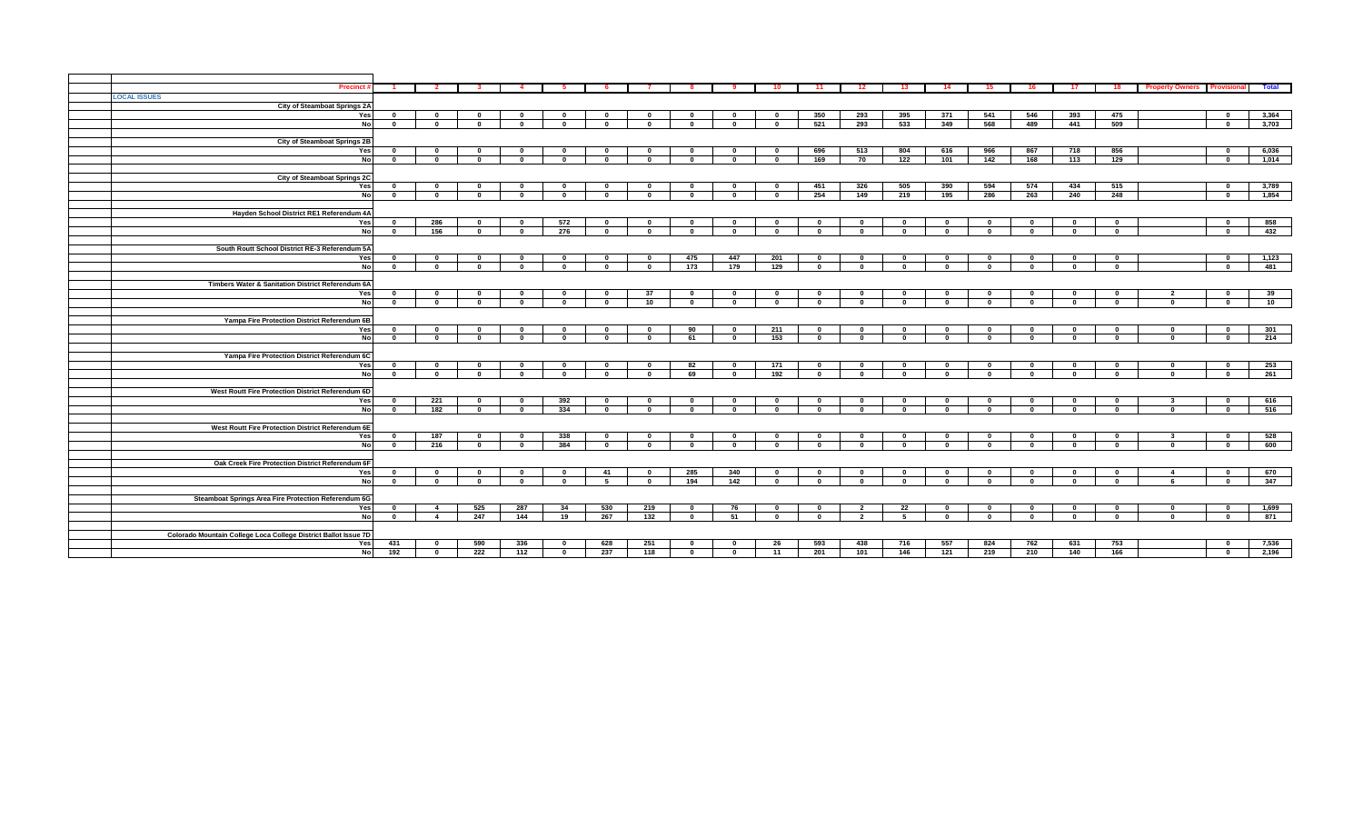| Precinct # | 1 | 2 | 3 | 4 | 5 | 6 | 7 | 8 | 9 | 10 | 11 | 12 | 13 | 14 | 15 | 16 | 17 | 18 | Property Owners | Provisional | Total |
|---|---|---|---|---|---|---|---|---|---|---|---|---|---|---|---|---|---|---|---|---|---|
| LOCAL ISSUES | | | | | | | | | | | | | | | | | | | | | |
| City of Steamboat Springs 2A | | | | | | | | | | | | | | | | | | | | | |
| Yes | 0 | 0 | 0 | 0 | 0 | 0 | 0 | 0 | 0 | 0 | 350 | 293 | 395 | 371 | 541 | 546 | 393 | 475 | | 0 | 3,364 |
| No | 0 | 0 | 0 | 0 | 0 | 0 | 0 | 0 | 0 | 0 | 521 | 293 | 533 | 349 | 568 | 489 | 441 | 509 | | 0 | 3,703 |
| City of Steamboat Springs 2B | | | | | | | | | | | | | | | | | | | | | |
| Yes | 0 | 0 | 0 | 0 | 0 | 0 | 0 | 0 | 0 | 0 | 696 | 513 | 804 | 616 | 966 | 867 | 718 | 856 | | 0 | 6,036 |
| No | 0 | 0 | 0 | 0 | 0 | 0 | 0 | 0 | 0 | 0 | 169 | 70 | 122 | 101 | 142 | 168 | 113 | 129 | | 0 | 1,014 |
| City of Steamboat Springs 2C | | | | | | | | | | | | | | | | | | | | | |
| Yes | 0 | 0 | 0 | 0 | 0 | 0 | 0 | 0 | 0 | 0 | 451 | 326 | 505 | 390 | 594 | 574 | 434 | 515 | | 0 | 3,789 |
| No | 0 | 0 | 0 | 0 | 0 | 0 | 0 | 0 | 0 | 0 | 254 | 149 | 219 | 195 | 286 | 263 | 240 | 248 | | 0 | 1,854 |
| Hayden School District RE1 Referendum 4A | | | | | | | | | | | | | | | | | | | | | |
| Yes | 0 | 286 | 0 | 0 | 572 | 0 | 0 | 0 | 0 | 0 | 0 | 0 | 0 | 0 | 0 | 0 | 0 | 0 | | 0 | 858 |
| No | 0 | 156 | 0 | 0 | 276 | 0 | 0 | 0 | 0 | 0 | 0 | 0 | 0 | 0 | 0 | 0 | 0 | 0 | | 0 | 432 |
| South Routt School District RE-3 Referendum 5A | | | | | | | | | | | | | | | | | | | | | |
| Yes | 0 | 0 | 0 | 0 | 0 | 0 | 0 | 475 | 447 | 201 | 0 | 0 | 0 | 0 | 0 | 0 | 0 | 0 | | 0 | 1,123 |
| No | 0 | 0 | 0 | 0 | 0 | 0 | 0 | 173 | 179 | 129 | 0 | 0 | 0 | 0 | 0 | 0 | 0 | 0 | | 0 | 481 |
| Timbers Water & Sanitation District Referendum 6A | | | | | | | | | | | | | | | | | | | | | |
| Yes | 0 | 0 | 0 | 0 | 0 | 0 | 37 | 0 | 0 | 0 | 0 | 0 | 0 | 0 | 0 | 0 | 0 | 0 | 2 | 0 | 39 |
| No | 0 | 0 | 0 | 0 | 0 | 0 | 10 | 0 | 0 | 0 | 0 | 0 | 0 | 0 | 0 | 0 | 0 | 0 | 0 | 0 | 10 |
| Yampa Fire Protection District Referendum 6B | | | | | | | | | | | | | | | | | | | | | |
| Yes | 0 | 0 | 0 | 0 | 0 | 0 | 0 | 90 | 0 | 211 | 0 | 0 | 0 | 0 | 0 | 0 | 0 | 0 | 0 | 0 | 301 |
| No | 0 | 0 | 0 | 0 | 0 | 0 | 0 | 61 | 0 | 153 | 0 | 0 | 0 | 0 | 0 | 0 | 0 | 0 | 0 | 0 | 214 |
| Yampa Fire Protection District Referendum 6C | | | | | | | | | | | | | | | | | | | | | |
| Yes | 0 | 0 | 0 | 0 | 0 | 0 | 0 | 82 | 0 | 171 | 0 | 0 | 0 | 0 | 0 | 0 | 0 | 0 | 0 | 0 | 253 |
| No | 0 | 0 | 0 | 0 | 0 | 0 | 0 | 69 | 0 | 192 | 0 | 0 | 0 | 0 | 0 | 0 | 0 | 0 | 0 | 0 | 261 |
| West Routt Fire Protection District Referendum 6D | | | | | | | | | | | | | | | | | | | | | |
| Yes | 0 | 221 | 0 | 0 | 392 | 0 | 0 | 0 | 0 | 0 | 0 | 0 | 0 | 0 | 0 | 0 | 0 | 0 | 3 | 0 | 616 |
| No | 0 | 182 | 0 | 0 | 334 | 0 | 0 | 0 | 0 | 0 | 0 | 0 | 0 | 0 | 0 | 0 | 0 | 0 | 0 | 0 | 516 |
| West Routt Fire Protection District Referendum 6E | | | | | | | | | | | | | | | | | | | | | |
| Yes | 0 | 187 | 0 | 0 | 338 | 0 | 0 | 0 | 0 | 0 | 0 | 0 | 0 | 0 | 0 | 0 | 0 | 0 | 3 | 0 | 528 |
| No | 0 | 216 | 0 | 0 | 384 | 0 | 0 | 0 | 0 | 0 | 0 | 0 | 0 | 0 | 0 | 0 | 0 | 0 | 0 | 0 | 600 |
| Oak Creek Fire Protection District Referendum 6F | | | | | | | | | | | | | | | | | | | | | |
| Yes | 0 | 0 | 0 | 0 | 0 | 41 | 0 | 285 | 340 | 0 | 0 | 0 | 0 | 0 | 0 | 0 | 0 | 0 | 4 | 0 | 670 |
| No | 0 | 0 | 0 | 0 | 0 | 5 | 0 | 194 | 142 | 0 | 0 | 0 | 0 | 0 | 0 | 0 | 0 | 0 | 6 | 0 | 347 |
| Steamboat Springs Area Fire Protection Referendum 6G | | | | | | | | | | | | | | | | | | | | | |
| Yes | 0 | 4 | 525 | 287 | 34 | 530 | 219 | 0 | 76 | 0 | 0 | 2 | 22 | 0 | 0 | 0 | 0 | 0 | 0 | 0 | 1,699 |
| No | 0 | 4 | 247 | 144 | 19 | 267 | 132 | 0 | 51 | 0 | 0 | 2 | 5 | 0 | 0 | 0 | 0 | 0 | 0 | 0 | 871 |
| Colorado Mountain College Loca College District Ballot Issue 7D | | | | | | | | | | | | | | | | | | | | | |
| Yes | 431 | 0 | 590 | 336 | 0 | 628 | 251 | 0 | 0 | 26 | 593 | 438 | 716 | 557 | 824 | 762 | 631 | 753 | | 0 | 7,536 |
| No | 192 | 0 | 222 | 112 | 0 | 237 | 118 | 0 | 0 | 11 | 201 | 101 | 146 | 121 | 219 | 210 | 140 | 166 | | 0 | 2,196 |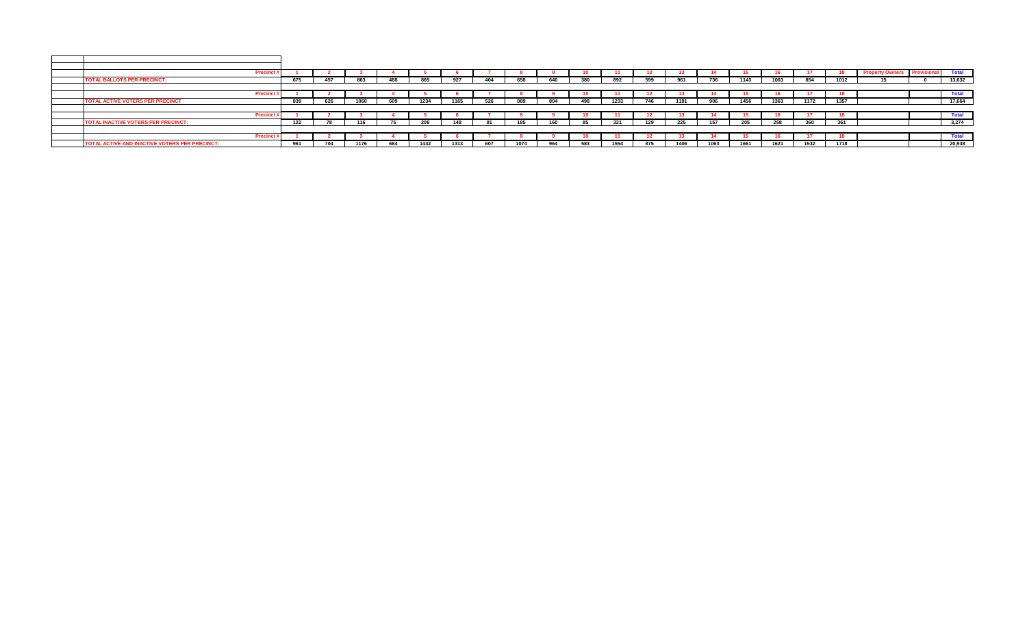| | Precinct # | 1 | 2 | 3 | 4 | 5 | 6 | 7 | 8 | 9 | 10 | 11 | 12 | 13 | 14 | 15 | 16 | 17 | 18 | Property Owners | Provisional | Total |
|---|---|---|---|---|---|---|---|---|---|---|---|---|---|---|---|---|---|---|---|---|---|---|
| | TOTAL BALLOTS PER PRECINCT: | 675 | 457 | 863 | 488 | 865 | 927 | 404 | 658 | 640 | 380 | 892 | 599 | 961 | 736 | 1143 | 1063 | 854 | 1012 | 15 | 0 | 13,632 |
| | | | | | | | | | | | | | | | | | | | | | | |
| | Precinct # | 1 | 2 | 3 | 4 | 5 | 6 | 7 | 8 | 9 | 10 | 11 | 12 | 13 | 14 | 15 | 16 | 17 | 18 | | | Total |
| | TOTAL ACTIVE VOTERS PER PRECINCT | 839 | 626 | 1060 | 609 | 1234 | 1165 | 526 | 889 | 804 | 498 | 1233 | 746 | 1181 | 906 | 1456 | 1363 | 1172 | 1357 | | | 17,664 |
| | | | | | | | | | | | | | | | | | | | | | | |
| | Precinct # | 1 | 2 | 3 | 4 | 5 | 6 | 7 | 8 | 9 | 10 | 11 | 12 | 13 | 14 | 15 | 16 | 17 | 18 | | | Total |
| | TOTAL INACTIVE VOTERS PER PRECINCT: | 122 | 78 | 116 | 75 | 208 | 148 | 81 | 185 | 160 | 85 | 321 | 129 | 225 | 157 | 205 | 258 | 360 | 361 | | | 3,274 |
| | | | | | | | | | | | | | | | | | | | | | | |
| | Precinct # | 1 | 2 | 3 | 4 | 5 | 6 | 7 | 8 | 9 | 10 | 11 | 12 | 13 | 14 | 15 | 16 | 17 | 18 | | | Total |
| | TOTAL ACTIVE AND INACTIVE VOTERS PER PRECINCT: | 961 | 704 | 1176 | 684 | 1442 | 1313 | 607 | 1074 | 964 | 583 | 1554 | 875 | 1406 | 1063 | 1661 | 1621 | 1532 | 1718 | | | 20,938 |